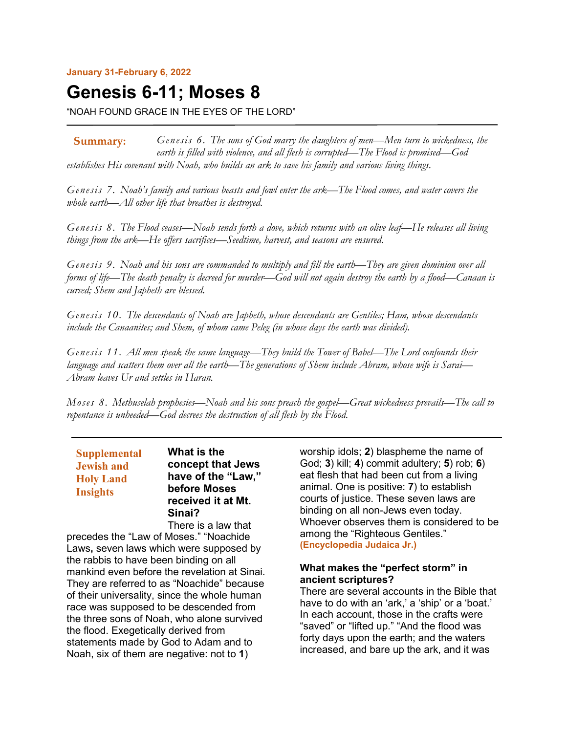**January 31-February 6, 2022**

# Genesis 6-11; Moses 8

"NOAH FOUND GRACE IN THE EYES OF THE LORD"

---

**Summary:** *Genesis 6. The sons of God marry the daughters of men—Men turn to wickedness, the earth is filled with violence, and all flesh is corrupted—The Flood is promised—God establishes His covenant with Noah, who builds an ark to save his family and various living things.*

*Genesis 7. Noah's family and various beasts and fowl enter the ark—The Flood comes, and water covers the whole earth—All other life that breathes is destroyed.*

*Genesis 8. The Flood ceases—Noah sends forth a dove, which returns with an olive leaf—He releases all living things from the ark—He offers sacrifices—Seedtime, harvest, and seasons are ensured.*

*Genesis 9. Noah and his sons are commanded to multiply and fill the earth—They are given dominion over all forms of life—The death penalty is decreed for murder—God will not again destroy the earth by a flood—Canaan is cursed; Shem and Japheth are blessed.*

*Genesis 10. The descendants of Noah are Japheth, whose descendants are Gentiles; Ham, whose descendants include the Canaanites; and Shem, of whom came Peleg (in whose days the earth was divided).*

*Genesis 11. All men speak the same language—They build the Tower of Babel—The Lord confounds their language and scatters them over all the earth—The generations of Shem include Abram, whose wife is Sarai—Abram leaves Ur and settles in Haran.*

*Moses 8. Methuselah prophesies—Noah and his sons preach the gospel—Great wickedness prevails—The call to repentance is unheeded—God decrees the destruction of all flesh by the Flood.*

---

## Supplemental Jewish and Holy Land Insights

### What is the concept that Jews have of the "Law," before Moses received it at Mt. Sinai?

There is a law that precedes the "Law of Moses." "Noachide Laws**,** seven laws which were supposed by the rabbis to have been binding on all mankind even before the revelation at Sinai. They are referred to as "Noachide" because of their universality, since the whole human race was supposed to be descended from the three sons of Noah, who alone survived the flood. Exegetically derived from statements made by God to Adam and to Noah, six of them are negative: not to **1**) worship idols; **2**) blaspheme the name of God; **3**) kill; **4**) commit adultery; **5**) rob; **6**) eat flesh that had been cut from a living animal. One is positive: **7**) to establish courts of justice. These seven laws are binding on all non-Jews even today. Whoever observes them is considered to be among the "Righteous Gentiles." **(Encyclopedia Judaica Jr.)**

### What makes the "perfect storm" in ancient scriptures?

There are several accounts in the Bible that have to do with an 'ark,' a 'ship' or a 'boat.' In each account, those in the crafts were "saved" or "lifted up." "And the flood was forty days upon the earth; and the waters increased, and bare up the ark, and it was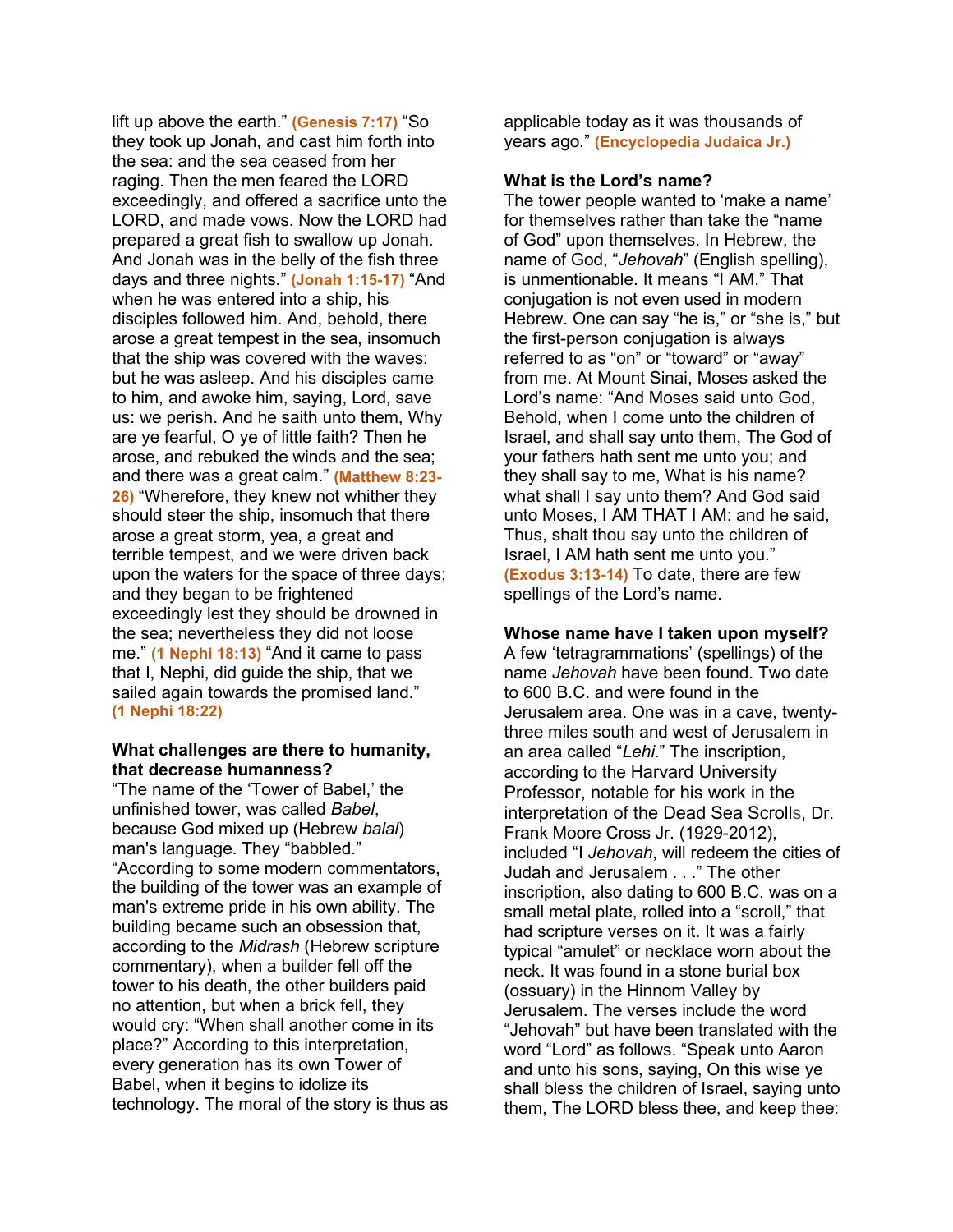lift up above the earth." **(Genesis 7:17)** "So they took up Jonah, and cast him forth into the sea: and the sea ceased from her raging. Then the men feared the LORD exceedingly, and offered a sacrifice unto the LORD, and made vows. Now the LORD had prepared a great fish to swallow up Jonah. And Jonah was in the belly of the fish three days and three nights." **(Jonah 1:15-17)** "And when he was entered into a ship, his disciples followed him. And, behold, there arose a great tempest in the sea, insomuch that the ship was covered with the waves: but he was asleep. And his disciples came to him, and awoke him, saying, Lord, save us: we perish. And he saith unto them, Why are ye fearful, O ye of little faith? Then he arose, and rebuked the winds and the sea; and there was a great calm." **(Matthew 8:23-26)** "Wherefore, they knew not whither they should steer the ship, insomuch that there arose a great storm, yea, a great and terrible tempest, and we were driven back upon the waters for the space of three days; and they began to be frightened exceedingly lest they should be drowned in the sea; nevertheless they did not loose me." **(1 Nephi 18:13)** "And it came to pass that I, Nephi, did guide the ship, that we sailed again towards the promised land." **(1 Nephi 18:22)**

**What challenges are there to humanity, that decrease humanness?**
"The name of the 'Tower of Babel,' the unfinished tower, was called *Babel*, because God mixed up (Hebrew *balal*) man's language. They "babbled." "According to some modern commentators, the building of the tower was an example of man's extreme pride in his own ability. The building became such an obsession that, according to the *Midrash* (Hebrew scripture commentary), when a builder fell off the tower to his death, the other builders paid no attention, but when a brick fell, they would cry: "When shall another come in its place?" According to this interpretation, every generation has its own Tower of Babel, when it begins to idolize its technology. The moral of the story is thus as applicable today as it was thousands of years ago." **(Encyclopedia Judaica Jr.)**

**What is the Lord's name?**
The tower people wanted to 'make a name' for themselves rather than take the "name of God" upon themselves. In Hebrew, the name of God, "*Jehovah*" (English spelling), is unmentionable. It means "I AM." That conjugation is not even used in modern Hebrew. One can say "he is," or "she is," but the first-person conjugation is always referred to as "on" or "toward" or "away" from me. At Mount Sinai, Moses asked the Lord's name: "And Moses said unto God, Behold, when I come unto the children of Israel, and shall say unto them, The God of your fathers hath sent me unto you; and they shall say to me, What is his name? what shall I say unto them? And God said unto Moses, I AM THAT I AM: and he said, Thus, shalt thou say unto the children of Israel, I AM hath sent me unto you." **(Exodus 3:13-14)** To date, there are few spellings of the Lord's name.

**Whose name have I taken upon myself?**
A few 'tetragrammations' (spellings) of the name *Jehovah* have been found. Two date to 600 B.C. and were found in the Jerusalem area. One was in a cave, twenty-three miles south and west of Jerusalem in an area called "*Lehi*." The inscription, according to the Harvard University Professor, notable for his work in the interpretation of the Dead Sea Scrolls, Dr. Frank Moore Cross Jr. (1929-2012), included "I *Jehovah*, will redeem the cities of Judah and Jerusalem . . ." The other inscription, also dating to 600 B.C. was on a small metal plate, rolled into a "scroll," that had scripture verses on it. It was a fairly typical "amulet" or necklace worn about the neck. It was found in a stone burial box (ossuary) in the Hinnom Valley by Jerusalem. The verses include the word "Jehovah" but have been translated with the word "Lord" as follows. "Speak unto Aaron and unto his sons, saying, On this wise ye shall bless the children of Israel, saying unto them, The LORD bless thee, and keep thee: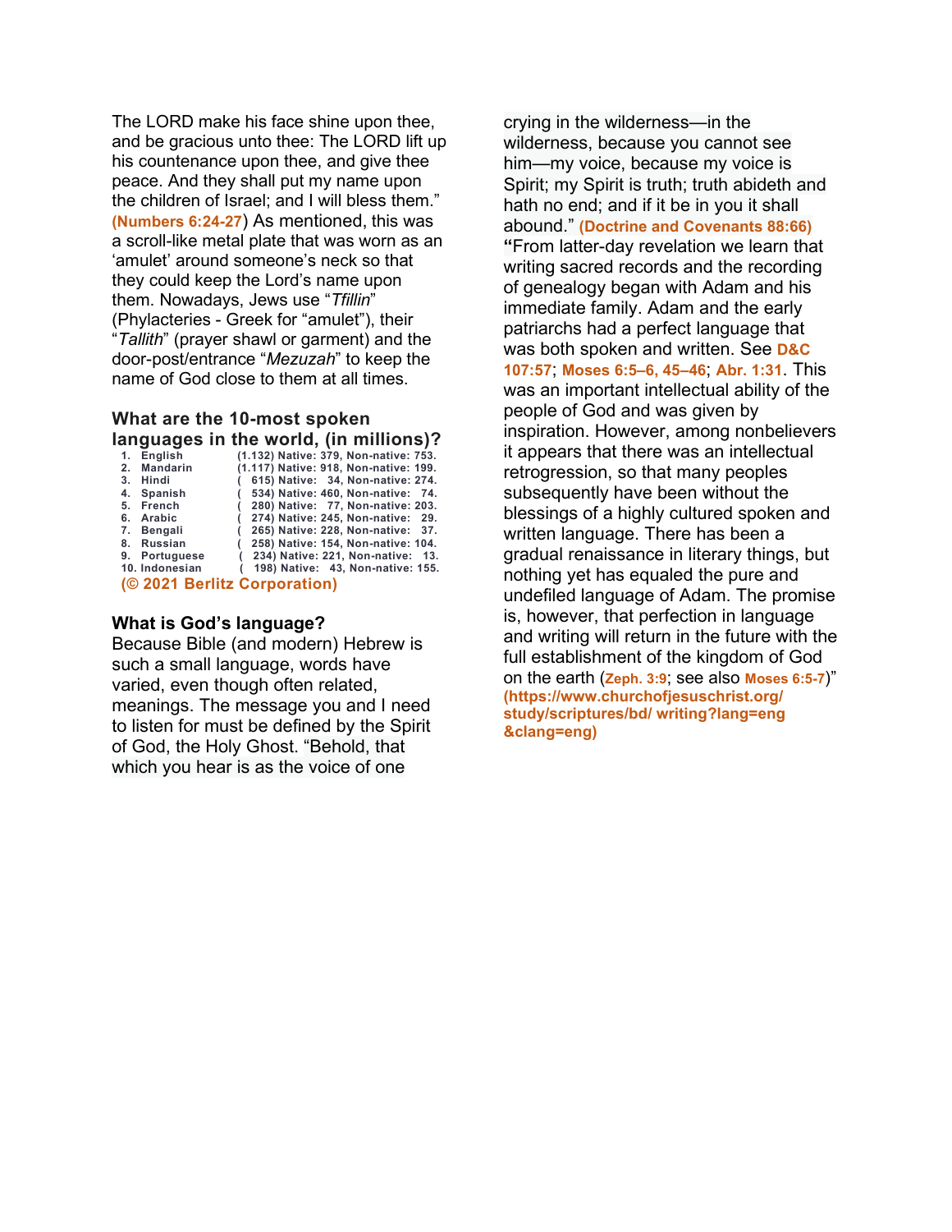The LORD make his face shine upon thee, and be gracious unto thee: The LORD lift up his countenance upon thee, and give thee peace. And they shall put my name upon the children of Israel; and I will bless them." **(Numbers 6:24-27**) As mentioned, this was a scroll-like metal plate that was worn as an 'amulet' around someone's neck so that they could keep the Lord's name upon them. Nowadays, Jews use "*Tfillin*" (Phylacteries - Greek for "amulet"), their "*Tallith*" (prayer shawl or garment) and the door-post/entrance "*Mezuzah*" to keep the name of God close to them at all times.

### What are the 10-most spoken languages in the world, (in millions)?

| | | | | |
|---|---|---|---|---|
| 1. | English | (1.132) | Native: 379, | Non-native: 753. |
| 2. | Mandarin | (1.117) | Native: 918, | Non-native: 199. |
| 3. | Hindi | ( 615) | Native: 34, | Non-native: 274. |
| 4. | Spanish | ( 534) | Native: 460, | Non-native: 74. |
| 5. | French | ( 280) | Native: 77, | Non-native: 203. |
| 6. | Arabic | ( 274) | Native: 245, | Non-native: 29. |
| 7. | Bengali | ( 265) | Native: 228, | Non-native: 37. |
| 8. | Russian | ( 258) | Native: 154, | Non-native: 104. |
| 9. | Portuguese | ( 234) | Native: 221, | Non-native: 13. |
| 10. | Indonesian | ( 198) | Native: 43, | Non-native: 155. |

**(© 2021 Berlitz Corporation)**

### What is God's language?

Because Bible (and modern) Hebrew is such a small language, words have varied, even though often related, meanings. The message you and I need to listen for must be defined by the Spirit of God, the Holy Ghost. "Behold, that which you hear is as the voice of one crying in the wilderness—in the wilderness, because you cannot see him—my voice, because my voice is Spirit; my Spirit is truth; truth abideth and hath no end; and if it be in you it shall abound." **(Doctrine and Covenants 88:66)**

**"**From latter-day revelation we learn that writing sacred records and the recording of genealogy began with Adam and his immediate family. Adam and the early patriarchs had a perfect language that was both spoken and written. See **D&C 107:57**; **Moses 6:5–6, 45–46**; **Abr. 1:31**. This was an important intellectual ability of the people of God and was given by inspiration. However, among nonbelievers it appears that there was an intellectual retrogression, so that many peoples subsequently have been without the blessings of a highly cultured spoken and written language. There has been a gradual renaissance in literary things, but nothing yet has equaled the pure and undefiled language of Adam. The promise is, however, that perfection in language and writing will return in the future with the full establishment of the kingdom of God on the earth (**Zeph. 3:9**; see also **Moses 6:5-7**)" **(https://www.churchofjesuschrist.org/ study/scriptures/bd/ writing?lang=eng &clang=eng)**